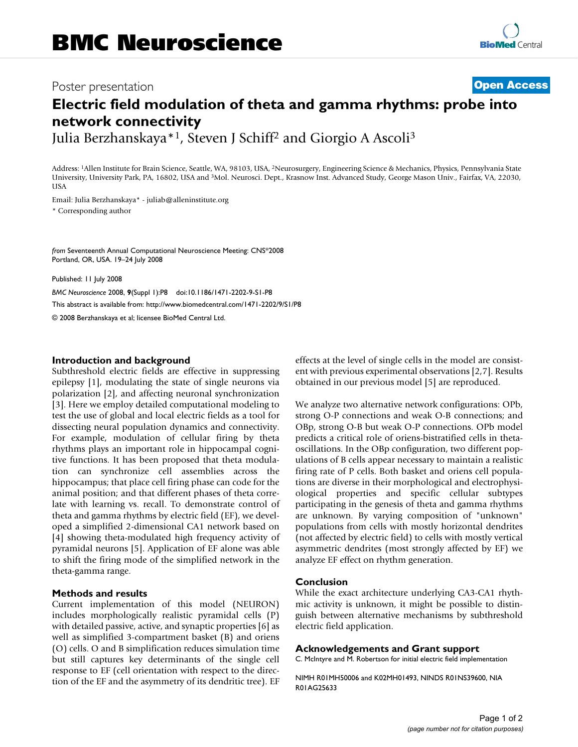Poster presentation

**Open Access**

# Electric field modulation of theta and gamma rhythms: probe into network connectivity

Julia Berzhanskaya*[1], Steven J Schiff[2] and Giorgio A Ascoli[3]

Address: [1]Allen Institute for Brain Science, Seattle, WA, 98103, USA, [2]Neurosurgery, Engineering Science & Mechanics, Physics, Pennsylvania State University, University Park, PA, 16802, USA and [3]Mol. Neurosci. Dept., Krasnow Inst. Advanced Study, George Mason Univ., Fairfax, VA, 22030, USA

Email: Julia Berzhanskaya* - juliab@alleninstitute.org

* Corresponding author

*from* Seventeenth Annual Computational Neuroscience Meeting: CNS*2008
Portland, OR, USA. 19–24 July 2008

Published: 11 July 2008

*BMC Neuroscience* 2008, **9**(Suppl 1):P8 doi:10.1186/1471-2202-9-S1-P8

This abstract is available from: http://www.biomedcentral.com/1471-2202/9/S1/P8

© 2008 Berzhanskaya et al; licensee BioMed Central Ltd.

## Introduction and background

Subthreshold electric fields are effective in suppressing epilepsy [1], modulating the state of single neurons via polarization [2], and affecting neuronal synchronization [3]. Here we employ detailed computational modeling to test the use of global and local electric fields as a tool for dissecting neural population dynamics and connectivity. For example, modulation of cellular firing by theta rhythms plays an important role in hippocampal cognitive functions. It has been proposed that theta modulation can synchronize cell assemblies across the hippocampus; that place cell firing phase can code for the animal position; and that different phases of theta correlate with learning vs. recall. To demonstrate control of theta and gamma rhythms by electric field (EF), we developed a simplified 2-dimensional CA1 network based on [4] showing theta-modulated high frequency activity of pyramidal neurons [5]. Application of EF alone was able to shift the firing mode of the simplified network in the theta-gamma range.

## Methods and results

Current implementation of this model (NEURON) includes morphologically realistic pyramidal cells (P) with detailed passive, active, and synaptic properties [6] as well as simplified 3-compartment basket (B) and oriens (O) cells. O and B simplification reduces simulation time but still captures key determinants of the single cell response to EF (cell orientation with respect to the direction of the EF and the asymmetry of its dendritic tree). EF effects at the level of single cells in the model are consistent with previous experimental observations [2,7]. Results obtained in our previous model [5] are reproduced.

We analyze two alternative network configurations: OPb, strong O-P connections and weak O-B connections; and OBp, strong O-B but weak O-P connections. OPb model predicts a critical role of oriens-bistratified cells in theta-oscillations. In the OBp configuration, two different populations of B cells appear necessary to maintain a realistic firing rate of P cells. Both basket and oriens cell populations are diverse in their morphological and electrophysiological properties and specific cellular subtypes participating in the genesis of theta and gamma rhythms are unknown. By varying composition of "unknown" populations from cells with mostly horizontal dendrites (not affected by electric field) to cells with mostly vertical asymmetric dendrites (most strongly affected by EF) we analyze EF effect on rhythm generation.

## Conclusion

While the exact architecture underlying CA3-CA1 rhythmic activity is unknown, it might be possible to distinguish between alternative mechanisms by subthreshold electric field application.

## Acknowledgements and Grant support

C. McIntyre and M. Robertson for initial electric field implementation

NIMH R01MH50006 and K02MH01493, NINDS R01NS39600, NIA R01AG25633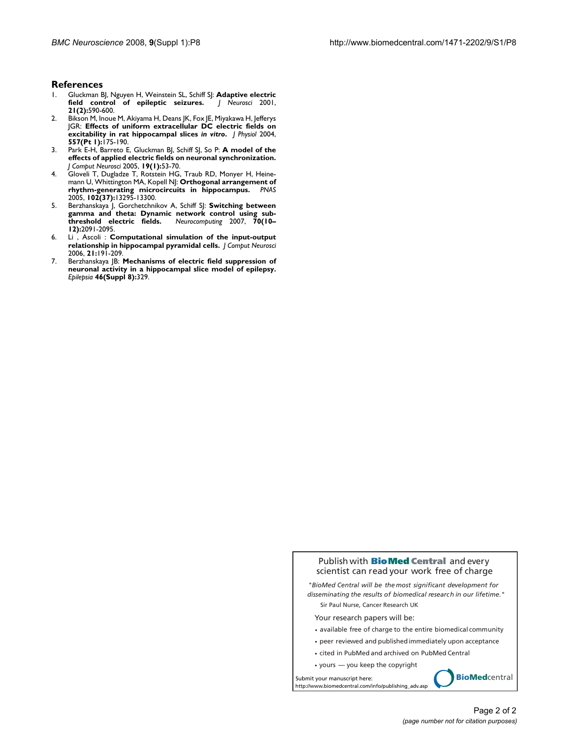## References

1. Gluckman BJ, Nguyen H, Weinstein SL, Schiff SJ: **Adaptive electric field control of epileptic seizures.** *J Neurosci* 2001, **21(2):**590-600.
2. Bikson M, Inoue M, Akiyama H, Deans JK, Fox JE, Miyakawa H, Jefferys JGR: **Effects of uniform extracellular DC electric fields on excitability in rat hippocampal slices *in vitro*.** *J Physiol* 2004, **557(Pt 1):**175-190.
3. Park E-H, Barreto E, Gluckman BJ, Schiff SJ, So P: **A model of the effects of applied electric fields on neuronal synchronization.** *J Comput Neurosci* 2005, **19(1):**53-70.
4. Gloveli T, Dugladze T, Rotstein HG, Traub RD, Monyer H, Heinemann U, Whittington MA, Kopell NJ: **Orthogonal arrangement of rhythm-generating microcircuits in hippocampus.** *PNAS* 2005, **102(37):**13295-13300.
5. Berzhanskaya J, Gorchetchnikov A, Schiff SJ: **Switching between gamma and theta: Dynamic network control using subthreshold electric fields.** *Neurocomputing* 2007, **70(10–12):**2091-2095.
6. Li , Ascoli : **Computational simulation of the input-output relationship in hippocampal pyramidal cells.** *J Comput Neurosci* 2006, **21:**191-209.
7. Berzhanskaya JB: **Mechanisms of electric field suppression of neuronal activity in a hippocampal slice model of epilepsy.** *Epilepsia* **46(Suppl 8):**329.

Publish with **BioMed Central** and every scientist can read your work free of charge

*"BioMed Central will be the most significant development for disseminating the results of biomedical research in our lifetime."*

Sir Paul Nurse, Cancer Research UK

Your research papers will be:

- available free of charge to the entire biomedical community
- peer reviewed and published immediately upon acceptance
- cited in PubMed and archived on PubMed Central
- yours — you keep the copyright

Submit your manuscript here:
http://www.biomedcentral.com/info/publishing_adv.asp

**BioMed**central